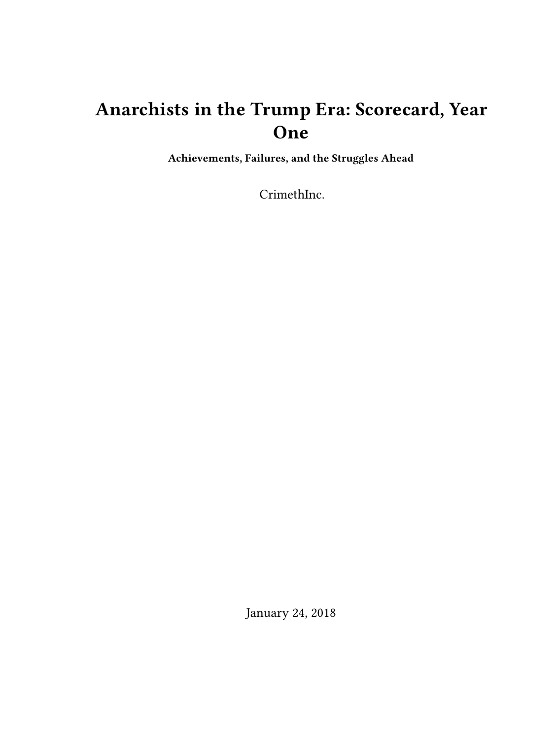# Anarchists in the Trump Era: Scorecard, Year One

**Achievements, Failures, and the Struggles Ahead**

CrimethInc.

January 24, 2018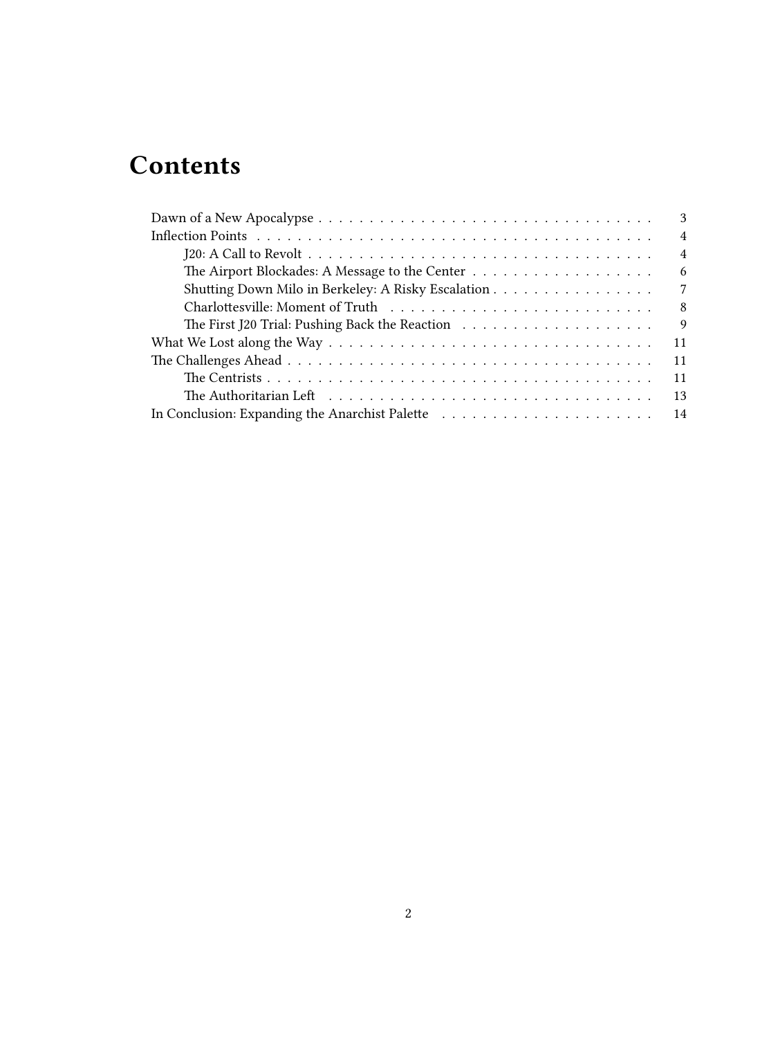# Contents

- Dawn of a New Apocalypse . . . . . 3
- Inflection Points . . . . . 4
  - J20: A Call to Revolt . . . . . 4
  - The Airport Blockades: A Message to the Center . . . . . 6
  - Shutting Down Milo in Berkeley: A Risky Escalation . . . . . 7
  - Charlottesville: Moment of Truth . . . . . 8
  - The First J20 Trial: Pushing Back the Reaction . . . . . 9
- What We Lost along the Way . . . . . 11
- The Challenges Ahead . . . . . 11
  - The Centrists . . . . . 11
  - The Authoritarian Left . . . . . 13
- In Conclusion: Expanding the Anarchist Palette . . . . . 14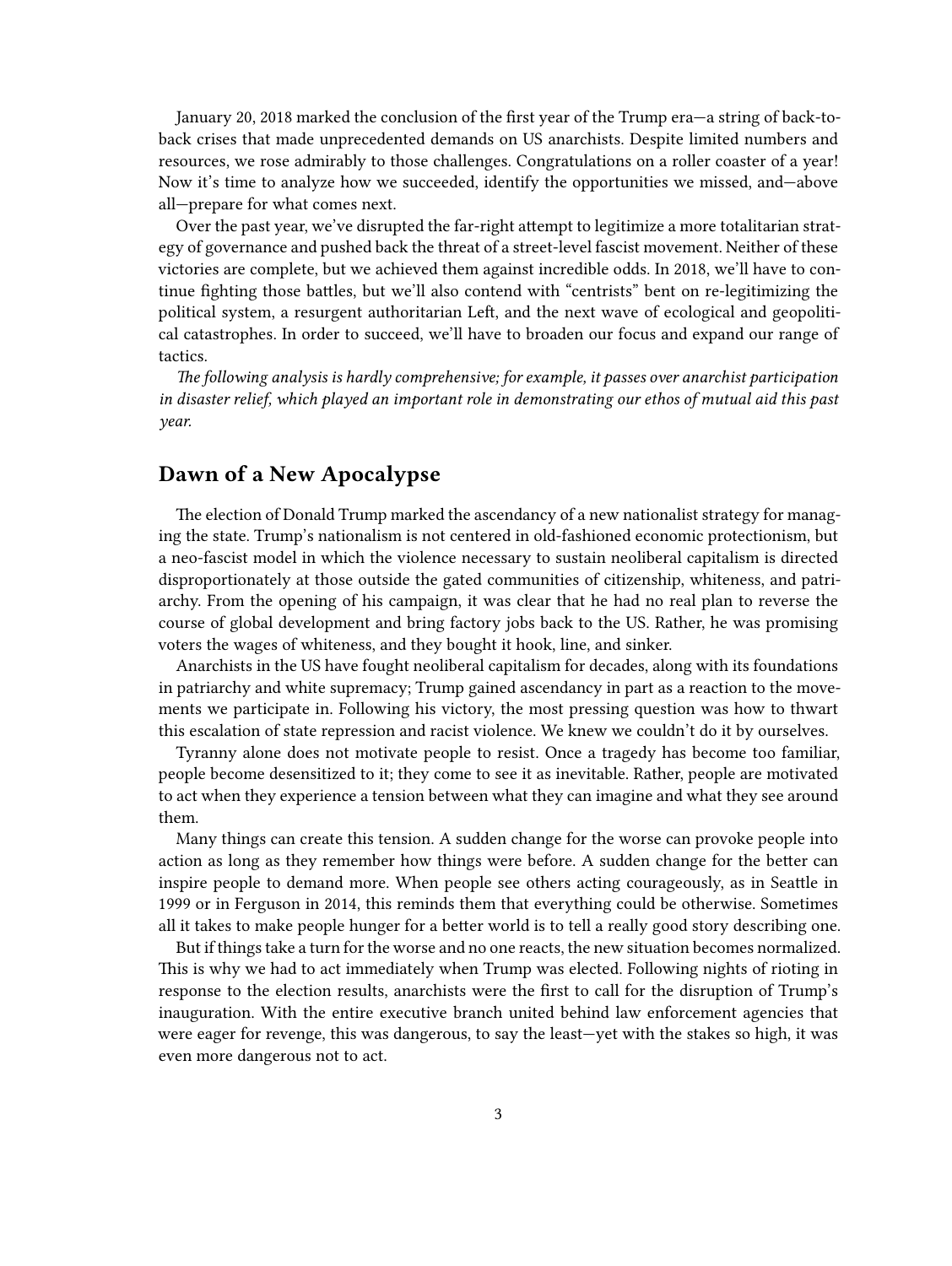January 20, 2018 marked the conclusion of the first year of the Trump era—a string of back-to-back crises that made unprecedented demands on US anarchists. Despite limited numbers and resources, we rose admirably to those challenges. Congratulations on a roller coaster of a year! Now it's time to analyze how we succeeded, identify the opportunities we missed, and—above all—prepare for what comes next.

Over the past year, we've disrupted the far-right attempt to legitimize a more totalitarian strategy of governance and pushed back the threat of a street-level fascist movement. Neither of these victories are complete, but we achieved them against incredible odds. In 2018, we'll have to continue fighting those battles, but we'll also contend with "centrists" bent on re-legitimizing the political system, a resurgent authoritarian Left, and the next wave of ecological and geopolitical catastrophes. In order to succeed, we'll have to broaden our focus and expand our range of tactics.

*The following analysis is hardly comprehensive; for example, it passes over anarchist participation in disaster relief, which played an important role in demonstrating our ethos of mutual aid this past year.*

## Dawn of a New Apocalypse

The election of Donald Trump marked the ascendancy of a new nationalist strategy for managing the state. Trump's nationalism is not centered in old-fashioned economic protectionism, but a neo-fascist model in which the violence necessary to sustain neoliberal capitalism is directed disproportionately at those outside the gated communities of citizenship, whiteness, and patriarchy. From the opening of his campaign, it was clear that he had no real plan to reverse the course of global development and bring factory jobs back to the US. Rather, he was promising voters the wages of whiteness, and they bought it hook, line, and sinker.

Anarchists in the US have fought neoliberal capitalism for decades, along with its foundations in patriarchy and white supremacy; Trump gained ascendancy in part as a reaction to the movements we participate in. Following his victory, the most pressing question was how to thwart this escalation of state repression and racist violence. We knew we couldn't do it by ourselves.

Tyranny alone does not motivate people to resist. Once a tragedy has become too familiar, people become desensitized to it; they come to see it as inevitable. Rather, people are motivated to act when they experience a tension between what they can imagine and what they see around them.

Many things can create this tension. A sudden change for the worse can provoke people into action as long as they remember how things were before. A sudden change for the better can inspire people to demand more. When people see others acting courageously, as in Seattle in 1999 or in Ferguson in 2014, this reminds them that everything could be otherwise. Sometimes all it takes to make people hunger for a better world is to tell a really good story describing one.

But if things take a turn for the worse and no one reacts, the new situation becomes normalized. This is why we had to act immediately when Trump was elected. Following nights of rioting in response to the election results, anarchists were the first to call for the disruption of Trump's inauguration. With the entire executive branch united behind law enforcement agencies that were eager for revenge, this was dangerous, to say the least—yet with the stakes so high, it was even more dangerous not to act.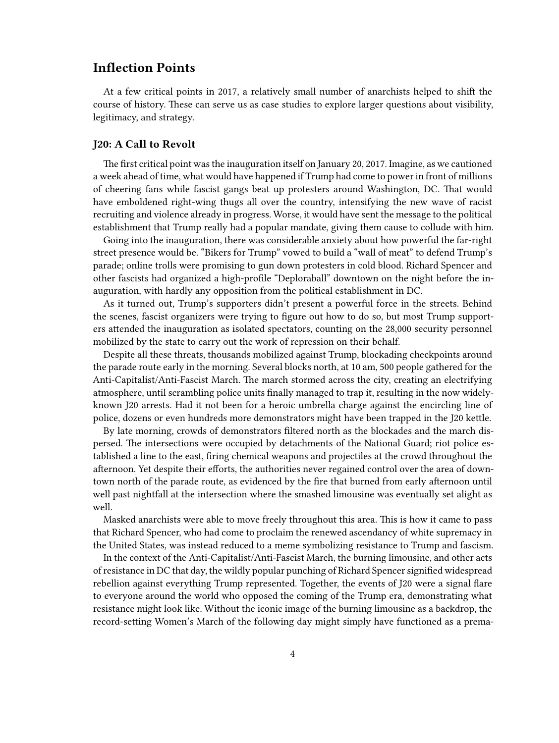## Inflection Points

At a few critical points in 2017, a relatively small number of anarchists helped to shift the course of history. These can serve us as case studies to explore larger questions about visibility, legitimacy, and strategy.

### J20: A Call to Revolt

The first critical point was the inauguration itself on January 20, 2017. Imagine, as we cautioned a week ahead of time, what would have happened if Trump had come to power in front of millions of cheering fans while fascist gangs beat up protesters around Washington, DC. That would have emboldened right-wing thugs all over the country, intensifying the new wave of racist recruiting and violence already in progress. Worse, it would have sent the message to the political establishment that Trump really had a popular mandate, giving them cause to collude with him.

Going into the inauguration, there was considerable anxiety about how powerful the far-right street presence would be. "Bikers for Trump" vowed to build a "wall of meat" to defend Trump's parade; online trolls were promising to gun down protesters in cold blood. Richard Spencer and other fascists had organized a high-profile "Deploraball" downtown on the night before the inauguration, with hardly any opposition from the political establishment in DC.

As it turned out, Trump's supporters didn't present a powerful force in the streets. Behind the scenes, fascist organizers were trying to figure out how to do so, but most Trump supporters attended the inauguration as isolated spectators, counting on the 28,000 security personnel mobilized by the state to carry out the work of repression on their behalf.

Despite all these threats, thousands mobilized against Trump, blockading checkpoints around the parade route early in the morning. Several blocks north, at 10 am, 500 people gathered for the Anti-Capitalist/Anti-Fascist March. The march stormed across the city, creating an electrifying atmosphere, until scrambling police units finally managed to trap it, resulting in the now widely-known J20 arrests. Had it not been for a heroic umbrella charge against the encircling line of police, dozens or even hundreds more demonstrators might have been trapped in the J20 kettle.

By late morning, crowds of demonstrators filtered north as the blockades and the march dispersed. The intersections were occupied by detachments of the National Guard; riot police established a line to the east, firing chemical weapons and projectiles at the crowd throughout the afternoon. Yet despite their efforts, the authorities never regained control over the area of downtown north of the parade route, as evidenced by the fire that burned from early afternoon until well past nightfall at the intersection where the smashed limousine was eventually set alight as well.

Masked anarchists were able to move freely throughout this area. This is how it came to pass that Richard Spencer, who had come to proclaim the renewed ascendancy of white supremacy in the United States, was instead reduced to a meme symbolizing resistance to Trump and fascism.

In the context of the Anti-Capitalist/Anti-Fascist March, the burning limousine, and other acts of resistance in DC that day, the wildly popular punching of Richard Spencer signified widespread rebellion against everything Trump represented. Together, the events of J20 were a signal flare to everyone around the world who opposed the coming of the Trump era, demonstrating what resistance might look like. Without the iconic image of the burning limousine as a backdrop, the record-setting Women's March of the following day might simply have functioned as a prema-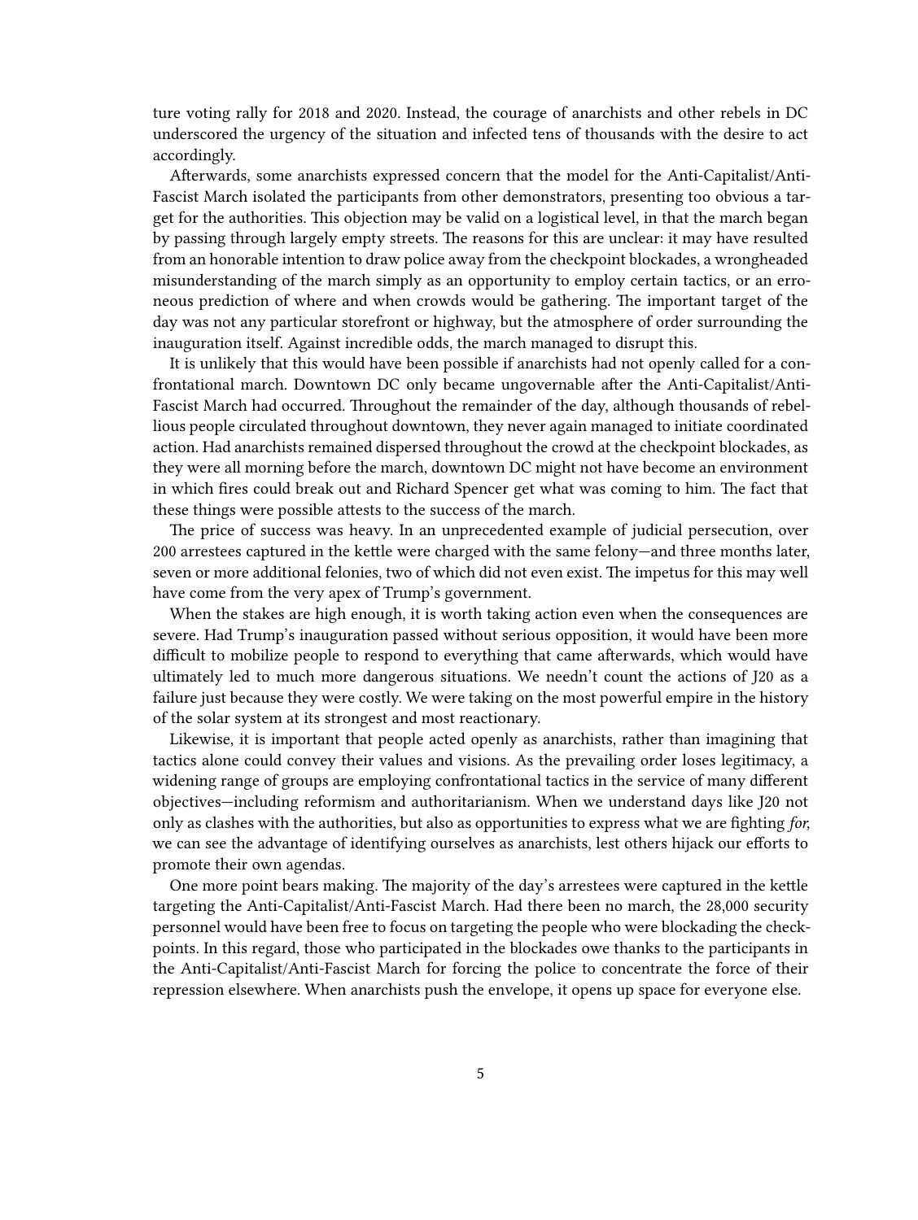ture voting rally for 2018 and 2020. Instead, the courage of anarchists and other rebels in DC underscored the urgency of the situation and infected tens of thousands with the desire to act accordingly.

Afterwards, some anarchists expressed concern that the model for the Anti-Capitalist/Anti-Fascist March isolated the participants from other demonstrators, presenting too obvious a target for the authorities. This objection may be valid on a logistical level, in that the march began by passing through largely empty streets. The reasons for this are unclear: it may have resulted from an honorable intention to draw police away from the checkpoint blockades, a wrongheaded misunderstanding of the march simply as an opportunity to employ certain tactics, or an erroneous prediction of where and when crowds would be gathering. The important target of the day was not any particular storefront or highway, but the atmosphere of order surrounding the inauguration itself. Against incredible odds, the march managed to disrupt this.

It is unlikely that this would have been possible if anarchists had not openly called for a confrontational march. Downtown DC only became ungovernable after the Anti-Capitalist/Anti-Fascist March had occurred. Throughout the remainder of the day, although thousands of rebellious people circulated throughout downtown, they never again managed to initiate coordinated action. Had anarchists remained dispersed throughout the crowd at the checkpoint blockades, as they were all morning before the march, downtown DC might not have become an environment in which fires could break out and Richard Spencer get what was coming to him. The fact that these things were possible attests to the success of the march.

The price of success was heavy. In an unprecedented example of judicial persecution, over 200 arrestees captured in the kettle were charged with the same felony—and three months later, seven or more additional felonies, two of which did not even exist. The impetus for this may well have come from the very apex of Trump's government.

When the stakes are high enough, it is worth taking action even when the consequences are severe. Had Trump's inauguration passed without serious opposition, it would have been more difficult to mobilize people to respond to everything that came afterwards, which would have ultimately led to much more dangerous situations. We needn't count the actions of J20 as a failure just because they were costly. We were taking on the most powerful empire in the history of the solar system at its strongest and most reactionary.

Likewise, it is important that people acted openly as anarchists, rather than imagining that tactics alone could convey their values and visions. As the prevailing order loses legitimacy, a widening range of groups are employing confrontational tactics in the service of many different objectives—including reformism and authoritarianism. When we understand days like J20 not only as clashes with the authorities, but also as opportunities to express what we are fighting *for,* we can see the advantage of identifying ourselves as anarchists, lest others hijack our efforts to promote their own agendas.

One more point bears making. The majority of the day's arrestees were captured in the kettle targeting the Anti-Capitalist/Anti-Fascist March. Had there been no march, the 28,000 security personnel would have been free to focus on targeting the people who were blockading the checkpoints. In this regard, those who participated in the blockades owe thanks to the participants in the Anti-Capitalist/Anti-Fascist March for forcing the police to concentrate the force of their repression elsewhere. When anarchists push the envelope, it opens up space for everyone else.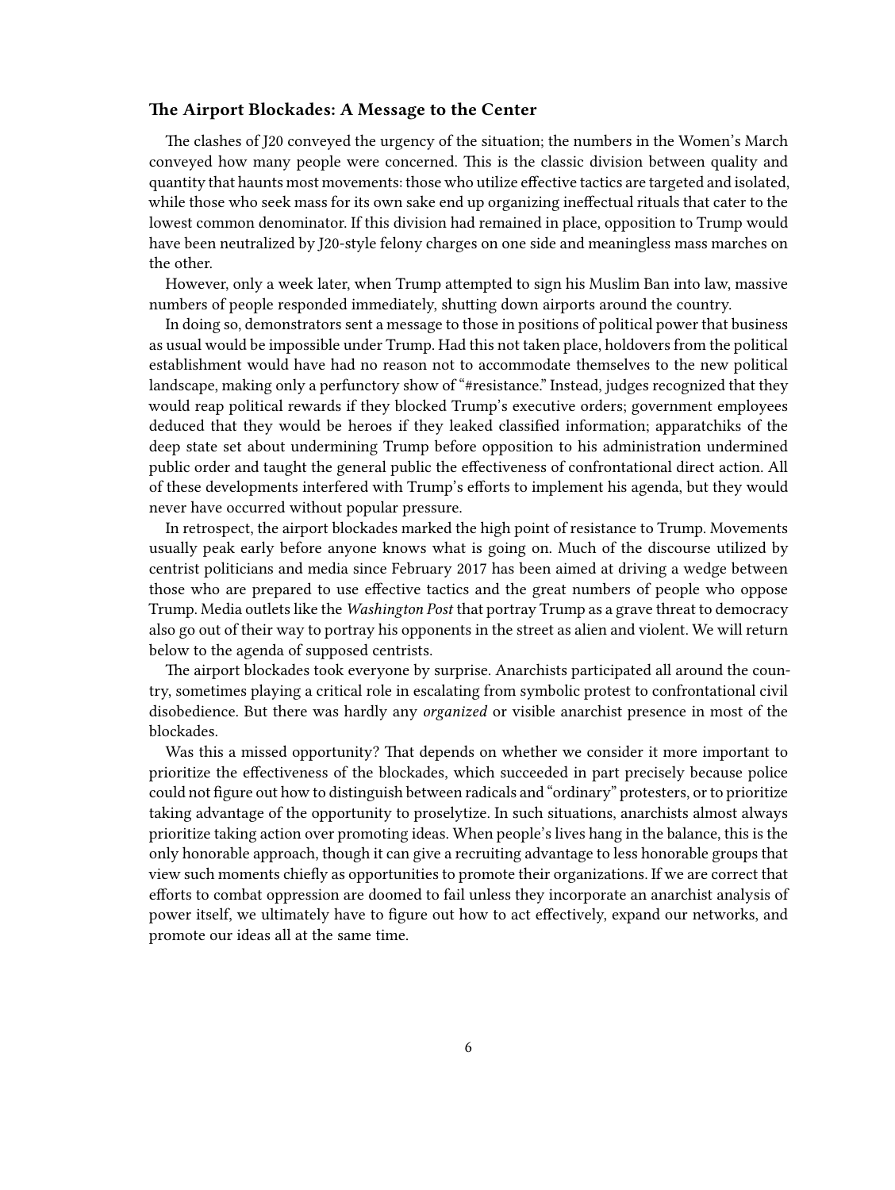### The Airport Blockades: A Message to the Center

The clashes of J20 conveyed the urgency of the situation; the numbers in the Women's March conveyed how many people were concerned. This is the classic division between quality and quantity that haunts most movements: those who utilize effective tactics are targeted and isolated, while those who seek mass for its own sake end up organizing ineffectual rituals that cater to the lowest common denominator. If this division had remained in place, opposition to Trump would have been neutralized by J20-style felony charges on one side and meaningless mass marches on the other.

However, only a week later, when Trump attempted to sign his Muslim Ban into law, massive numbers of people responded immediately, shutting down airports around the country.

In doing so, demonstrators sent a message to those in positions of political power that business as usual would be impossible under Trump. Had this not taken place, holdovers from the political establishment would have had no reason not to accommodate themselves to the new political landscape, making only a perfunctory show of "#resistance." Instead, judges recognized that they would reap political rewards if they blocked Trump's executive orders; government employees deduced that they would be heroes if they leaked classified information; apparatchiks of the deep state set about undermining Trump before opposition to his administration undermined public order and taught the general public the effectiveness of confrontational direct action. All of these developments interfered with Trump's efforts to implement his agenda, but they would never have occurred without popular pressure.

In retrospect, the airport blockades marked the high point of resistance to Trump. Movements usually peak early before anyone knows what is going on. Much of the discourse utilized by centrist politicians and media since February 2017 has been aimed at driving a wedge between those who are prepared to use effective tactics and the great numbers of people who oppose Trump. Media outlets like the *Washington Post* that portray Trump as a grave threat to democracy also go out of their way to portray his opponents in the street as alien and violent. We will return below to the agenda of supposed centrists.

The airport blockades took everyone by surprise. Anarchists participated all around the country, sometimes playing a critical role in escalating from symbolic protest to confrontational civil disobedience. But there was hardly any *organized* or visible anarchist presence in most of the blockades.

Was this a missed opportunity? That depends on whether we consider it more important to prioritize the effectiveness of the blockades, which succeeded in part precisely because police could not figure out how to distinguish between radicals and "ordinary" protesters, or to prioritize taking advantage of the opportunity to proselytize. In such situations, anarchists almost always prioritize taking action over promoting ideas. When people's lives hang in the balance, this is the only honorable approach, though it can give a recruiting advantage to less honorable groups that view such moments chiefly as opportunities to promote their organizations. If we are correct that efforts to combat oppression are doomed to fail unless they incorporate an anarchist analysis of power itself, we ultimately have to figure out how to act effectively, expand our networks, and promote our ideas all at the same time.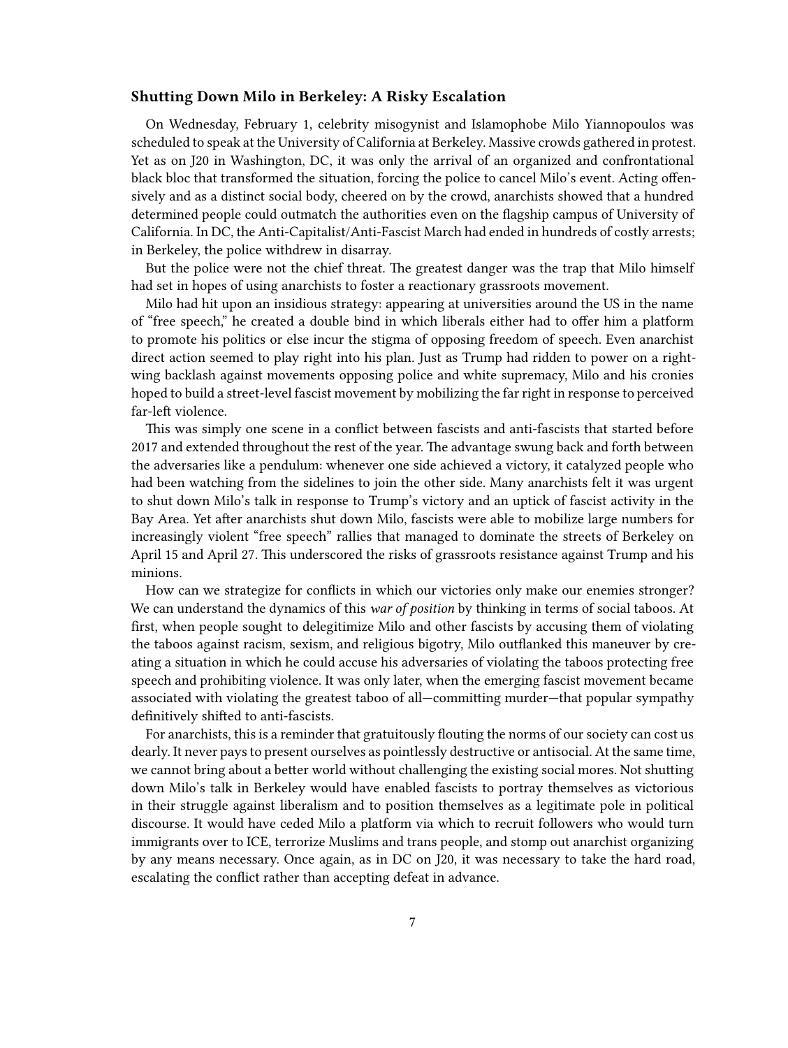### Shutting Down Milo in Berkeley: A Risky Escalation

On Wednesday, February 1, celebrity misogynist and Islamophobe Milo Yiannopoulos was scheduled to speak at the University of California at Berkeley. Massive crowds gathered in protest. Yet as on J20 in Washington, DC, it was only the arrival of an organized and confrontational black bloc that transformed the situation, forcing the police to cancel Milo's event. Acting offensively and as a distinct social body, cheered on by the crowd, anarchists showed that a hundred determined people could outmatch the authorities even on the flagship campus of University of California. In DC, the Anti-Capitalist/Anti-Fascist March had ended in hundreds of costly arrests; in Berkeley, the police withdrew in disarray.

But the police were not the chief threat. The greatest danger was the trap that Milo himself had set in hopes of using anarchists to foster a reactionary grassroots movement.

Milo had hit upon an insidious strategy: appearing at universities around the US in the name of "free speech," he created a double bind in which liberals either had to offer him a platform to promote his politics or else incur the stigma of opposing freedom of speech. Even anarchist direct action seemed to play right into his plan. Just as Trump had ridden to power on a right-wing backlash against movements opposing police and white supremacy, Milo and his cronies hoped to build a street-level fascist movement by mobilizing the far right in response to perceived far-left violence.

This was simply one scene in a conflict between fascists and anti-fascists that started before 2017 and extended throughout the rest of the year. The advantage swung back and forth between the adversaries like a pendulum: whenever one side achieved a victory, it catalyzed people who had been watching from the sidelines to join the other side. Many anarchists felt it was urgent to shut down Milo's talk in response to Trump's victory and an uptick of fascist activity in the Bay Area. Yet after anarchists shut down Milo, fascists were able to mobilize large numbers for increasingly violent "free speech" rallies that managed to dominate the streets of Berkeley on April 15 and April 27. This underscored the risks of grassroots resistance against Trump and his minions.

How can we strategize for conflicts in which our victories only make our enemies stronger? We can understand the dynamics of this *war of position* by thinking in terms of social taboos. At first, when people sought to delegitimize Milo and other fascists by accusing them of violating the taboos against racism, sexism, and religious bigotry, Milo outflanked this maneuver by creating a situation in which he could accuse his adversaries of violating the taboos protecting free speech and prohibiting violence. It was only later, when the emerging fascist movement became associated with violating the greatest taboo of all—committing murder—that popular sympathy definitively shifted to anti-fascists.

For anarchists, this is a reminder that gratuitously flouting the norms of our society can cost us dearly. It never pays to present ourselves as pointlessly destructive or antisocial. At the same time, we cannot bring about a better world without challenging the existing social mores. Not shutting down Milo's talk in Berkeley would have enabled fascists to portray themselves as victorious in their struggle against liberalism and to position themselves as a legitimate pole in political discourse. It would have ceded Milo a platform via which to recruit followers who would turn immigrants over to ICE, terrorize Muslims and trans people, and stomp out anarchist organizing by any means necessary. Once again, as in DC on J20, it was necessary to take the hard road, escalating the conflict rather than accepting defeat in advance.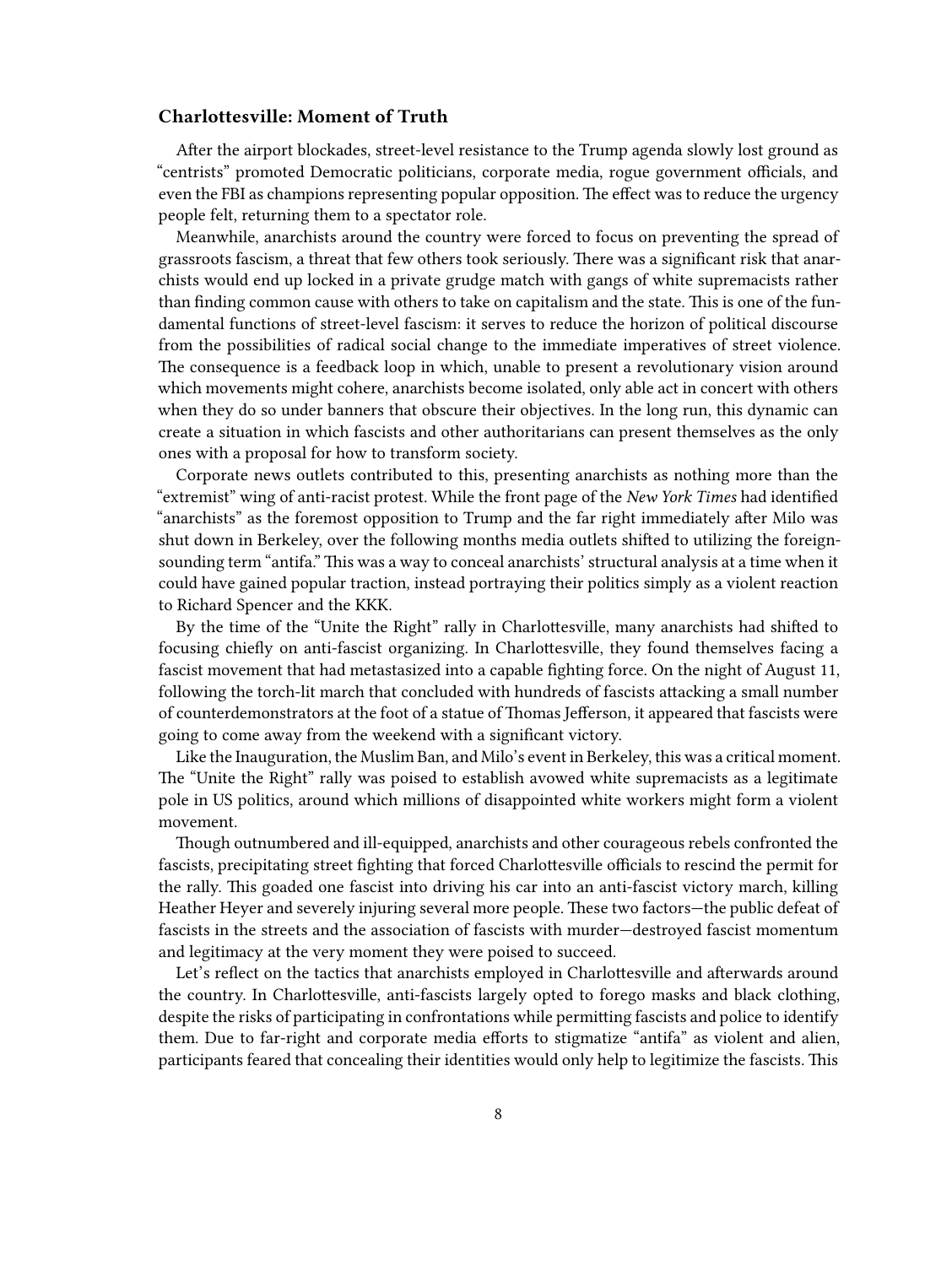### Charlottesville: Moment of Truth

After the airport blockades, street-level resistance to the Trump agenda slowly lost ground as "centrists" promoted Democratic politicians, corporate media, rogue government officials, and even the FBI as champions representing popular opposition. The effect was to reduce the urgency people felt, returning them to a spectator role.

Meanwhile, anarchists around the country were forced to focus on preventing the spread of grassroots fascism, a threat that few others took seriously. There was a significant risk that anarchists would end up locked in a private grudge match with gangs of white supremacists rather than finding common cause with others to take on capitalism and the state. This is one of the fundamental functions of street-level fascism: it serves to reduce the horizon of political discourse from the possibilities of radical social change to the immediate imperatives of street violence. The consequence is a feedback loop in which, unable to present a revolutionary vision around which movements might cohere, anarchists become isolated, only able act in concert with others when they do so under banners that obscure their objectives. In the long run, this dynamic can create a situation in which fascists and other authoritarians can present themselves as the only ones with a proposal for how to transform society.

Corporate news outlets contributed to this, presenting anarchists as nothing more than the "extremist" wing of anti-racist protest. While the front page of the *New York Times* had identified "anarchists" as the foremost opposition to Trump and the far right immediately after Milo was shut down in Berkeley, over the following months media outlets shifted to utilizing the foreign-sounding term "antifa." This was a way to conceal anarchists' structural analysis at a time when it could have gained popular traction, instead portraying their politics simply as a violent reaction to Richard Spencer and the KKK.

By the time of the "Unite the Right" rally in Charlottesville, many anarchists had shifted to focusing chiefly on anti-fascist organizing. In Charlottesville, they found themselves facing a fascist movement that had metastasized into a capable fighting force. On the night of August 11, following the torch-lit march that concluded with hundreds of fascists attacking a small number of counterdemonstrators at the foot of a statue of Thomas Jefferson, it appeared that fascists were going to come away from the weekend with a significant victory.

Like the Inauguration, the Muslim Ban, and Milo's event in Berkeley, this was a critical moment. The "Unite the Right" rally was poised to establish avowed white supremacists as a legitimate pole in US politics, around which millions of disappointed white workers might form a violent movement.

Though outnumbered and ill-equipped, anarchists and other courageous rebels confronted the fascists, precipitating street fighting that forced Charlottesville officials to rescind the permit for the rally. This goaded one fascist into driving his car into an anti-fascist victory march, killing Heather Heyer and severely injuring several more people. These two factors—the public defeat of fascists in the streets and the association of fascists with murder—destroyed fascist momentum and legitimacy at the very moment they were poised to succeed.

Let's reflect on the tactics that anarchists employed in Charlottesville and afterwards around the country. In Charlottesville, anti-fascists largely opted to forego masks and black clothing, despite the risks of participating in confrontations while permitting fascists and police to identify them. Due to far-right and corporate media efforts to stigmatize "antifa" as violent and alien, participants feared that concealing their identities would only help to legitimize the fascists. This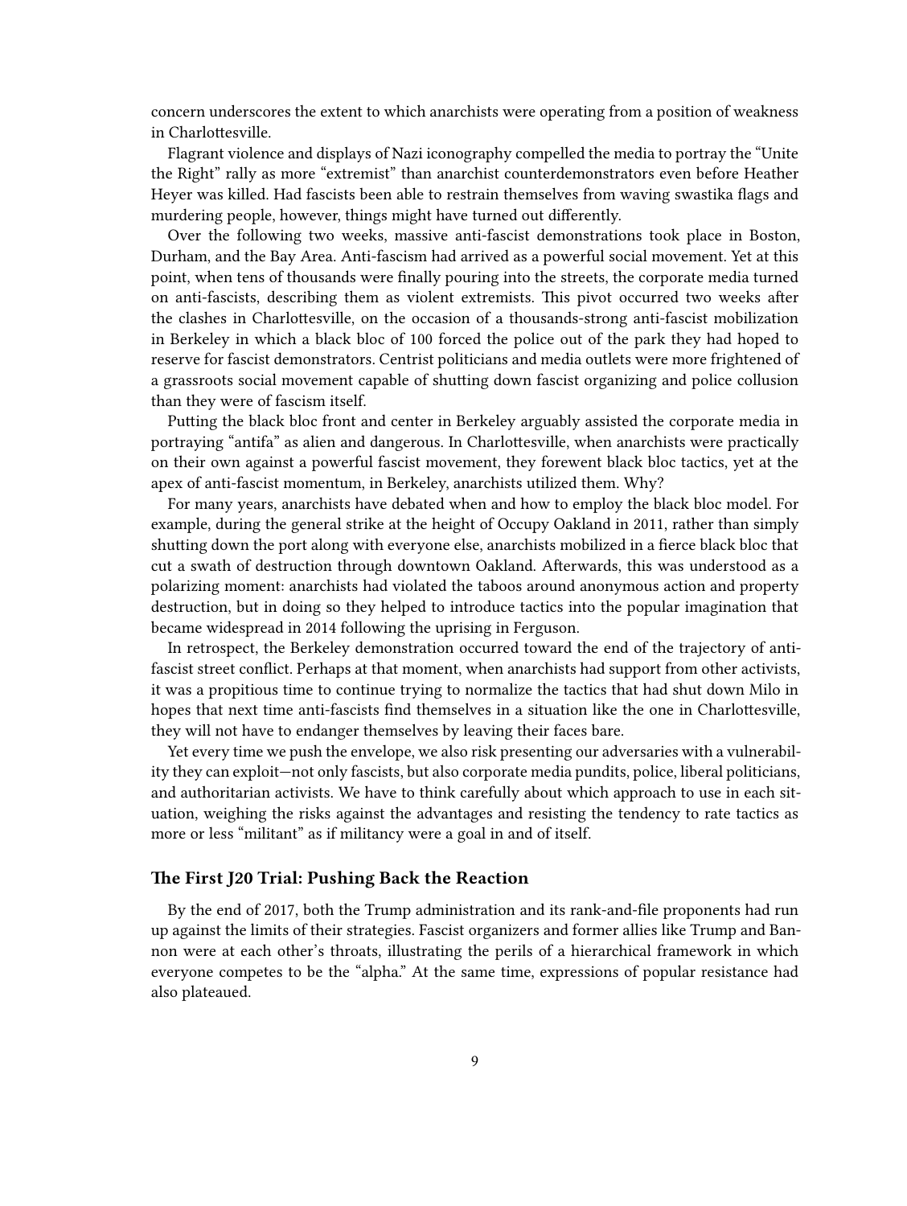concern underscores the extent to which anarchists were operating from a position of weakness in Charlottesville.

Flagrant violence and displays of Nazi iconography compelled the media to portray the "Unite the Right" rally as more "extremist" than anarchist counterdemonstrators even before Heather Heyer was killed. Had fascists been able to restrain themselves from waving swastika flags and murdering people, however, things might have turned out differently.

Over the following two weeks, massive anti-fascist demonstrations took place in Boston, Durham, and the Bay Area. Anti-fascism had arrived as a powerful social movement. Yet at this point, when tens of thousands were finally pouring into the streets, the corporate media turned on anti-fascists, describing them as violent extremists. This pivot occurred two weeks after the clashes in Charlottesville, on the occasion of a thousands-strong anti-fascist mobilization in Berkeley in which a black bloc of 100 forced the police out of the park they had hoped to reserve for fascist demonstrators. Centrist politicians and media outlets were more frightened of a grassroots social movement capable of shutting down fascist organizing and police collusion than they were of fascism itself.

Putting the black bloc front and center in Berkeley arguably assisted the corporate media in portraying "antifa" as alien and dangerous. In Charlottesville, when anarchists were practically on their own against a powerful fascist movement, they forewent black bloc tactics, yet at the apex of anti-fascist momentum, in Berkeley, anarchists utilized them. Why?

For many years, anarchists have debated when and how to employ the black bloc model. For example, during the general strike at the height of Occupy Oakland in 2011, rather than simply shutting down the port along with everyone else, anarchists mobilized in a fierce black bloc that cut a swath of destruction through downtown Oakland. Afterwards, this was understood as a polarizing moment: anarchists had violated the taboos around anonymous action and property destruction, but in doing so they helped to introduce tactics into the popular imagination that became widespread in 2014 following the uprising in Ferguson.

In retrospect, the Berkeley demonstration occurred toward the end of the trajectory of anti-fascist street conflict. Perhaps at that moment, when anarchists had support from other activists, it was a propitious time to continue trying to normalize the tactics that had shut down Milo in hopes that next time anti-fascists find themselves in a situation like the one in Charlottesville, they will not have to endanger themselves by leaving their faces bare.

Yet every time we push the envelope, we also risk presenting our adversaries with a vulnerability they can exploit—not only fascists, but also corporate media pundits, police, liberal politicians, and authoritarian activists. We have to think carefully about which approach to use in each situation, weighing the risks against the advantages and resisting the tendency to rate tactics as more or less "militant" as if militancy were a goal in and of itself.

### The First J20 Trial: Pushing Back the Reaction

By the end of 2017, both the Trump administration and its rank-and-file proponents had run up against the limits of their strategies. Fascist organizers and former allies like Trump and Bannon were at each other's throats, illustrating the perils of a hierarchical framework in which everyone competes to be the "alpha." At the same time, expressions of popular resistance had also plateaued.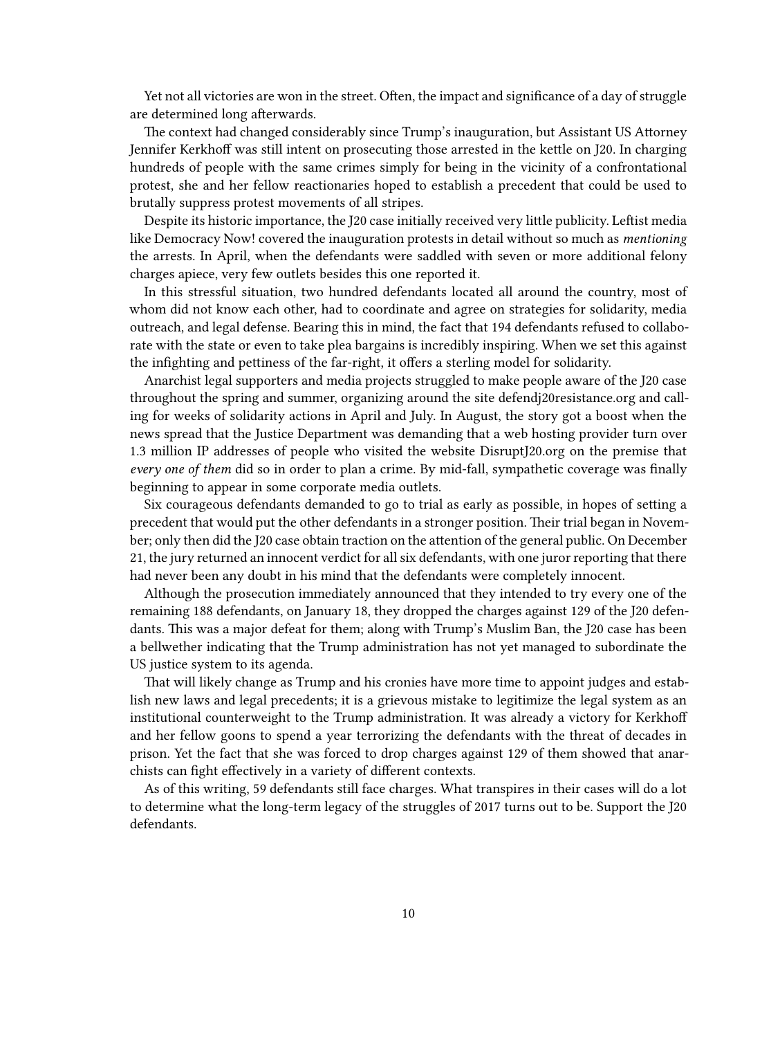Yet not all victories are won in the street. Often, the impact and significance of a day of struggle are determined long afterwards.

The context had changed considerably since Trump's inauguration, but Assistant US Attorney Jennifer Kerkhoff was still intent on prosecuting those arrested in the kettle on J20. In charging hundreds of people with the same crimes simply for being in the vicinity of a confrontational protest, she and her fellow reactionaries hoped to establish a precedent that could be used to brutally suppress protest movements of all stripes.

Despite its historic importance, the J20 case initially received very little publicity. Leftist media like Democracy Now! covered the inauguration protests in detail without so much as *mentioning* the arrests. In April, when the defendants were saddled with seven or more additional felony charges apiece, very few outlets besides this one reported it.

In this stressful situation, two hundred defendants located all around the country, most of whom did not know each other, had to coordinate and agree on strategies for solidarity, media outreach, and legal defense. Bearing this in mind, the fact that 194 defendants refused to collaborate with the state or even to take plea bargains is incredibly inspiring. When we set this against the infighting and pettiness of the far-right, it offers a sterling model for solidarity.

Anarchist legal supporters and media projects struggled to make people aware of the J20 case throughout the spring and summer, organizing around the site defendj20resistance.org and calling for weeks of solidarity actions in April and July. In August, the story got a boost when the news spread that the Justice Department was demanding that a web hosting provider turn over 1.3 million IP addresses of people who visited the website DisruptJ20.org on the premise that *every one of them* did so in order to plan a crime. By mid-fall, sympathetic coverage was finally beginning to appear in some corporate media outlets.

Six courageous defendants demanded to go to trial as early as possible, in hopes of setting a precedent that would put the other defendants in a stronger position. Their trial began in November; only then did the J20 case obtain traction on the attention of the general public. On December 21, the jury returned an innocent verdict for all six defendants, with one juror reporting that there had never been any doubt in his mind that the defendants were completely innocent.

Although the prosecution immediately announced that they intended to try every one of the remaining 188 defendants, on January 18, they dropped the charges against 129 of the J20 defendants. This was a major defeat for them; along with Trump's Muslim Ban, the J20 case has been a bellwether indicating that the Trump administration has not yet managed to subordinate the US justice system to its agenda.

That will likely change as Trump and his cronies have more time to appoint judges and establish new laws and legal precedents; it is a grievous mistake to legitimize the legal system as an institutional counterweight to the Trump administration. It was already a victory for Kerkhoff and her fellow goons to spend a year terrorizing the defendants with the threat of decades in prison. Yet the fact that she was forced to drop charges against 129 of them showed that anarchists can fight effectively in a variety of different contexts.

As of this writing, 59 defendants still face charges. What transpires in their cases will do a lot to determine what the long-term legacy of the struggles of 2017 turns out to be. Support the J20 defendants.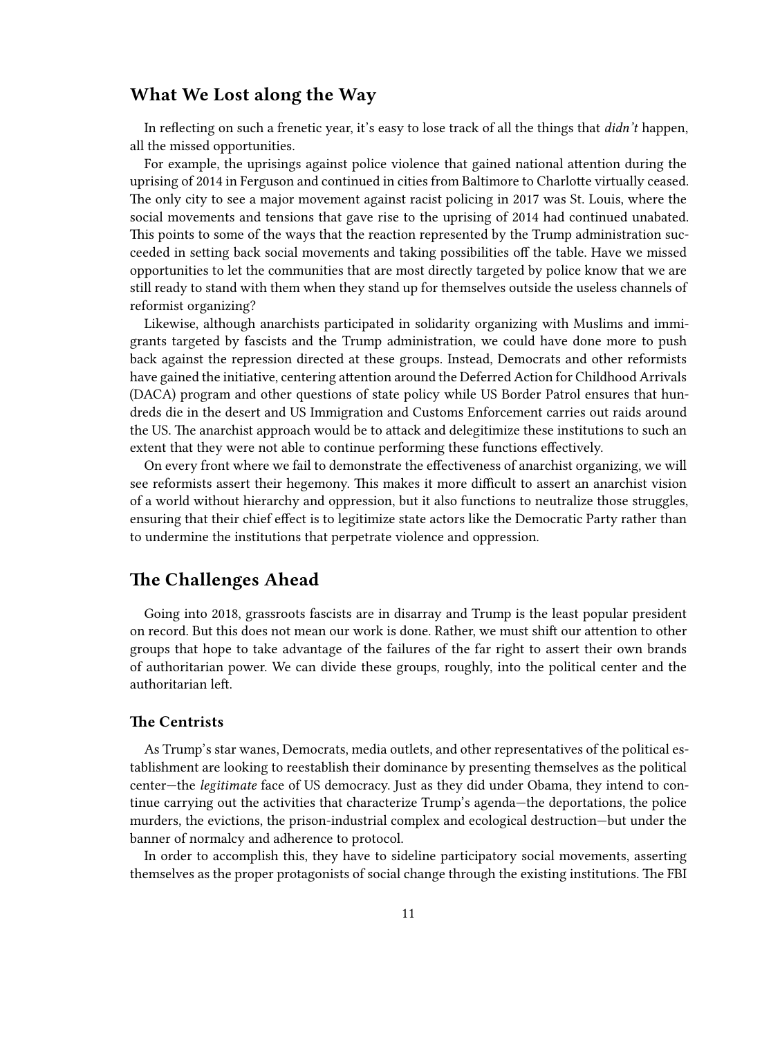## What We Lost along the Way

In reflecting on such a frenetic year, it's easy to lose track of all the things that *didn't* happen, all the missed opportunities.

For example, the uprisings against police violence that gained national attention during the uprising of 2014 in Ferguson and continued in cities from Baltimore to Charlotte virtually ceased. The only city to see a major movement against racist policing in 2017 was St. Louis, where the social movements and tensions that gave rise to the uprising of 2014 had continued unabated. This points to some of the ways that the reaction represented by the Trump administration succeeded in setting back social movements and taking possibilities off the table. Have we missed opportunities to let the communities that are most directly targeted by police know that we are still ready to stand with them when they stand up for themselves outside the useless channels of reformist organizing?

Likewise, although anarchists participated in solidarity organizing with Muslims and immigrants targeted by fascists and the Trump administration, we could have done more to push back against the repression directed at these groups. Instead, Democrats and other reformists have gained the initiative, centering attention around the Deferred Action for Childhood Arrivals (DACA) program and other questions of state policy while US Border Patrol ensures that hundreds die in the desert and US Immigration and Customs Enforcement carries out raids around the US. The anarchist approach would be to attack and delegitimize these institutions to such an extent that they were not able to continue performing these functions effectively.

On every front where we fail to demonstrate the effectiveness of anarchist organizing, we will see reformists assert their hegemony. This makes it more difficult to assert an anarchist vision of a world without hierarchy and oppression, but it also functions to neutralize those struggles, ensuring that their chief effect is to legitimize state actors like the Democratic Party rather than to undermine the institutions that perpetrate violence and oppression.

## The Challenges Ahead

Going into 2018, grassroots fascists are in disarray and Trump is the least popular president on record. But this does not mean our work is done. Rather, we must shift our attention to other groups that hope to take advantage of the failures of the far right to assert their own brands of authoritarian power. We can divide these groups, roughly, into the political center and the authoritarian left.

### The Centrists

As Trump's star wanes, Democrats, media outlets, and other representatives of the political establishment are looking to reestablish their dominance by presenting themselves as the political center—the *legitimate* face of US democracy. Just as they did under Obama, they intend to continue carrying out the activities that characterize Trump's agenda—the deportations, the police murders, the evictions, the prison-industrial complex and ecological destruction—but under the banner of normalcy and adherence to protocol.

In order to accomplish this, they have to sideline participatory social movements, asserting themselves as the proper protagonists of social change through the existing institutions. The FBI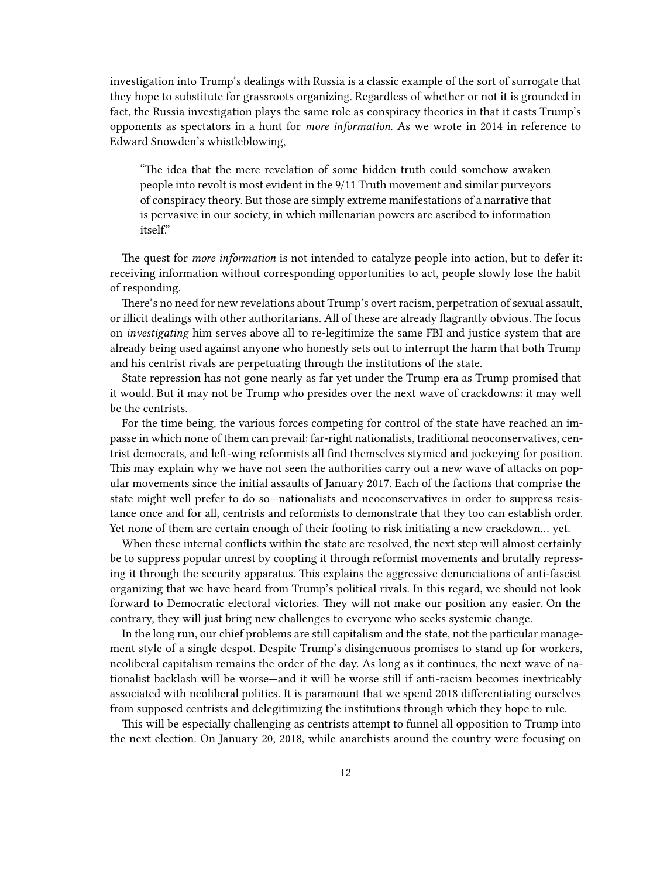investigation into Trump's dealings with Russia is a classic example of the sort of surrogate that they hope to substitute for grassroots organizing. Regardless of whether or not it is grounded in fact, the Russia investigation plays the same role as conspiracy theories in that it casts Trump's opponents as spectators in a hunt for *more information.* As we wrote in 2014 in reference to Edward Snowden's whistleblowing,

> "The idea that the mere revelation of some hidden truth could somehow awaken people into revolt is most evident in the 9/11 Truth movement and similar purveyors of conspiracy theory. But those are simply extreme manifestations of a narrative that is pervasive in our society, in which millenarian powers are ascribed to information itself."

The quest for *more information* is not intended to catalyze people into action, but to defer it: receiving information without corresponding opportunities to act, people slowly lose the habit of responding.

There's no need for new revelations about Trump's overt racism, perpetration of sexual assault, or illicit dealings with other authoritarians. All of these are already flagrantly obvious. The focus on *investigating* him serves above all to re-legitimize the same FBI and justice system that are already being used against anyone who honestly sets out to interrupt the harm that both Trump and his centrist rivals are perpetuating through the institutions of the state.

State repression has not gone nearly as far yet under the Trump era as Trump promised that it would. But it may not be Trump who presides over the next wave of crackdowns: it may well be the centrists.

For the time being, the various forces competing for control of the state have reached an impasse in which none of them can prevail: far-right nationalists, traditional neoconservatives, centrist democrats, and left-wing reformists all find themselves stymied and jockeying for position. This may explain why we have not seen the authorities carry out a new wave of attacks on popular movements since the initial assaults of January 2017. Each of the factions that comprise the state might well prefer to do so—nationalists and neoconservatives in order to suppress resistance once and for all, centrists and reformists to demonstrate that they too can establish order. Yet none of them are certain enough of their footing to risk initiating a new crackdown… yet.

When these internal conflicts within the state are resolved, the next step will almost certainly be to suppress popular unrest by coopting it through reformist movements and brutally repressing it through the security apparatus. This explains the aggressive denunciations of anti-fascist organizing that we have heard from Trump's political rivals. In this regard, we should not look forward to Democratic electoral victories. They will not make our position any easier. On the contrary, they will just bring new challenges to everyone who seeks systemic change.

In the long run, our chief problems are still capitalism and the state, not the particular management style of a single despot. Despite Trump's disingenuous promises to stand up for workers, neoliberal capitalism remains the order of the day. As long as it continues, the next wave of nationalist backlash will be worse—and it will be worse still if anti-racism becomes inextricably associated with neoliberal politics. It is paramount that we spend 2018 differentiating ourselves from supposed centrists and delegitimizing the institutions through which they hope to rule.

This will be especially challenging as centrists attempt to funnel all opposition to Trump into the next election. On January 20, 2018, while anarchists around the country were focusing on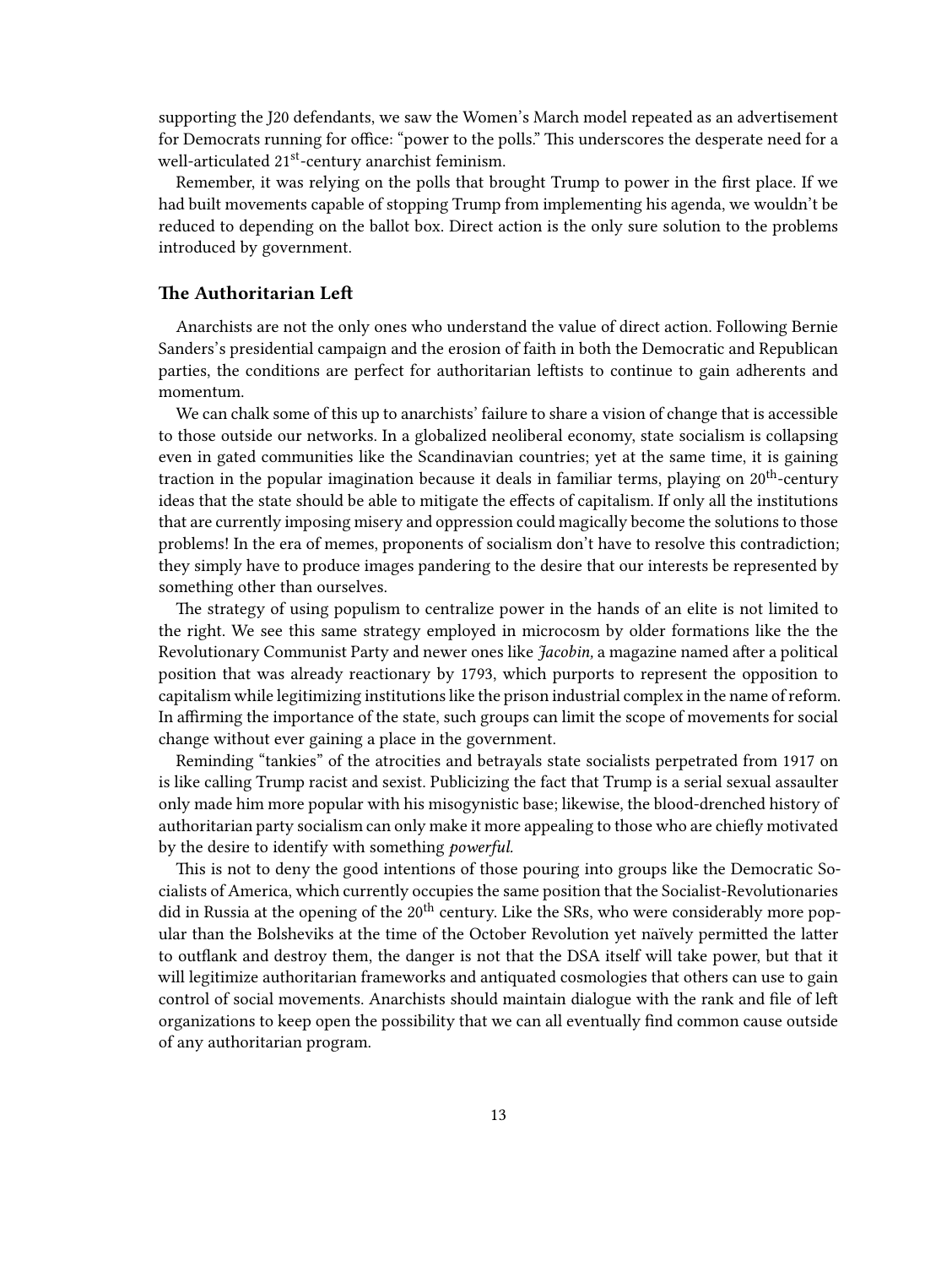supporting the J20 defendants, we saw the Women's March model repeated as an advertisement for Democrats running for office: "power to the polls." This underscores the desperate need for a well-articulated 21st-century anarchist feminism.

Remember, it was relying on the polls that brought Trump to power in the first place. If we had built movements capable of stopping Trump from implementing his agenda, we wouldn't be reduced to depending on the ballot box. Direct action is the only sure solution to the problems introduced by government.

### The Authoritarian Left

Anarchists are not the only ones who understand the value of direct action. Following Bernie Sanders's presidential campaign and the erosion of faith in both the Democratic and Republican parties, the conditions are perfect for authoritarian leftists to continue to gain adherents and momentum.

We can chalk some of this up to anarchists' failure to share a vision of change that is accessible to those outside our networks. In a globalized neoliberal economy, state socialism is collapsing even in gated communities like the Scandinavian countries; yet at the same time, it is gaining traction in the popular imagination because it deals in familiar terms, playing on 20th-century ideas that the state should be able to mitigate the effects of capitalism. If only all the institutions that are currently imposing misery and oppression could magically become the solutions to those problems! In the era of memes, proponents of socialism don't have to resolve this contradiction; they simply have to produce images pandering to the desire that our interests be represented by something other than ourselves.

The strategy of using populism to centralize power in the hands of an elite is not limited to the right. We see this same strategy employed in microcosm by older formations like the the Revolutionary Communist Party and newer ones like *Jacobin,* a magazine named after a political position that was already reactionary by 1793, which purports to represent the opposition to capitalism while legitimizing institutions like the prison industrial complex in the name of reform. In affirming the importance of the state, such groups can limit the scope of movements for social change without ever gaining a place in the government.

Reminding "tankies" of the atrocities and betrayals state socialists perpetrated from 1917 on is like calling Trump racist and sexist. Publicizing the fact that Trump is a serial sexual assaulter only made him more popular with his misogynistic base; likewise, the blood-drenched history of authoritarian party socialism can only make it more appealing to those who are chiefly motivated by the desire to identify with something *powerful.*

This is not to deny the good intentions of those pouring into groups like the Democratic Socialists of America, which currently occupies the same position that the Socialist-Revolutionaries did in Russia at the opening of the 20th century. Like the SRs, who were considerably more popular than the Bolsheviks at the time of the October Revolution yet naïvely permitted the latter to outflank and destroy them, the danger is not that the DSA itself will take power, but that it will legitimize authoritarian frameworks and antiquated cosmologies that others can use to gain control of social movements. Anarchists should maintain dialogue with the rank and file of left organizations to keep open the possibility that we can all eventually find common cause outside of any authoritarian program.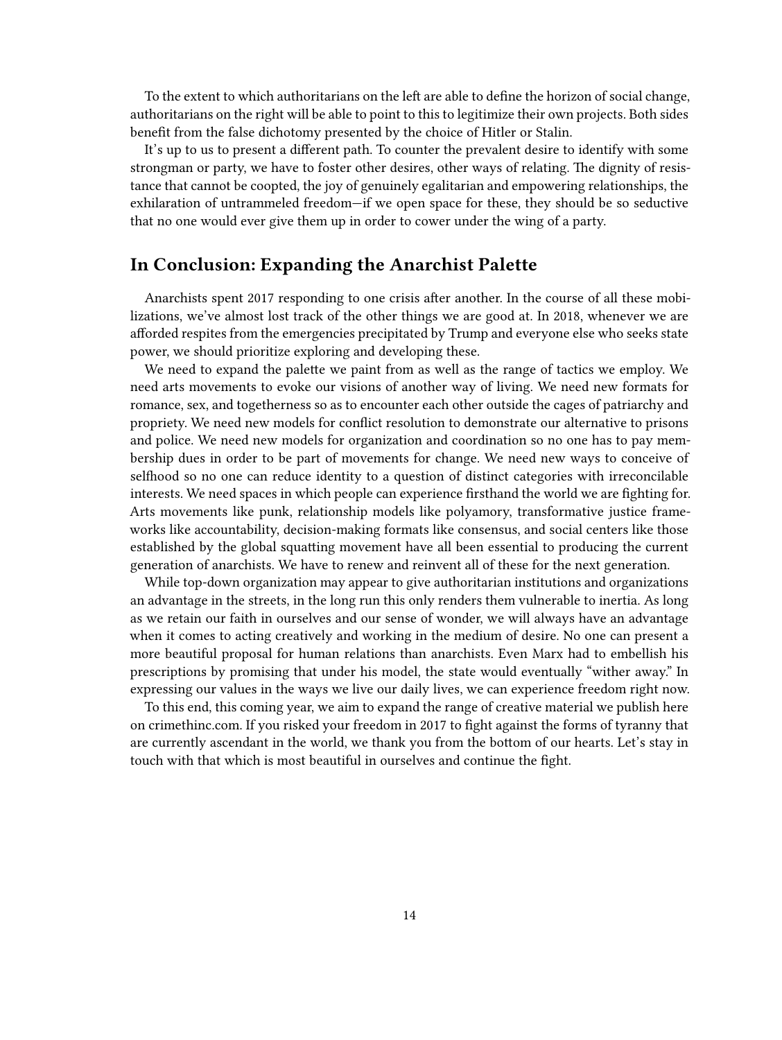To the extent to which authoritarians on the left are able to define the horizon of social change, authoritarians on the right will be able to point to this to legitimize their own projects. Both sides benefit from the false dichotomy presented by the choice of Hitler or Stalin.

It's up to us to present a different path. To counter the prevalent desire to identify with some strongman or party, we have to foster other desires, other ways of relating. The dignity of resistance that cannot be coopted, the joy of genuinely egalitarian and empowering relationships, the exhilaration of untrammeled freedom—if we open space for these, they should be so seductive that no one would ever give them up in order to cower under the wing of a party.

## In Conclusion: Expanding the Anarchist Palette

Anarchists spent 2017 responding to one crisis after another. In the course of all these mobilizations, we've almost lost track of the other things we are good at. In 2018, whenever we are afforded respites from the emergencies precipitated by Trump and everyone else who seeks state power, we should prioritize exploring and developing these.

We need to expand the palette we paint from as well as the range of tactics we employ. We need arts movements to evoke our visions of another way of living. We need new formats for romance, sex, and togetherness so as to encounter each other outside the cages of patriarchy and propriety. We need new models for conflict resolution to demonstrate our alternative to prisons and police. We need new models for organization and coordination so no one has to pay membership dues in order to be part of movements for change. We need new ways to conceive of selfhood so no one can reduce identity to a question of distinct categories with irreconcilable interests. We need spaces in which people can experience firsthand the world we are fighting for. Arts movements like punk, relationship models like polyamory, transformative justice frameworks like accountability, decision-making formats like consensus, and social centers like those established by the global squatting movement have all been essential to producing the current generation of anarchists. We have to renew and reinvent all of these for the next generation.

While top-down organization may appear to give authoritarian institutions and organizations an advantage in the streets, in the long run this only renders them vulnerable to inertia. As long as we retain our faith in ourselves and our sense of wonder, we will always have an advantage when it comes to acting creatively and working in the medium of desire. No one can present a more beautiful proposal for human relations than anarchists. Even Marx had to embellish his prescriptions by promising that under his model, the state would eventually "wither away." In expressing our values in the ways we live our daily lives, we can experience freedom right now.

To this end, this coming year, we aim to expand the range of creative material we publish here on crimethinc.com. If you risked your freedom in 2017 to fight against the forms of tyranny that are currently ascendant in the world, we thank you from the bottom of our hearts. Let's stay in touch with that which is most beautiful in ourselves and continue the fight.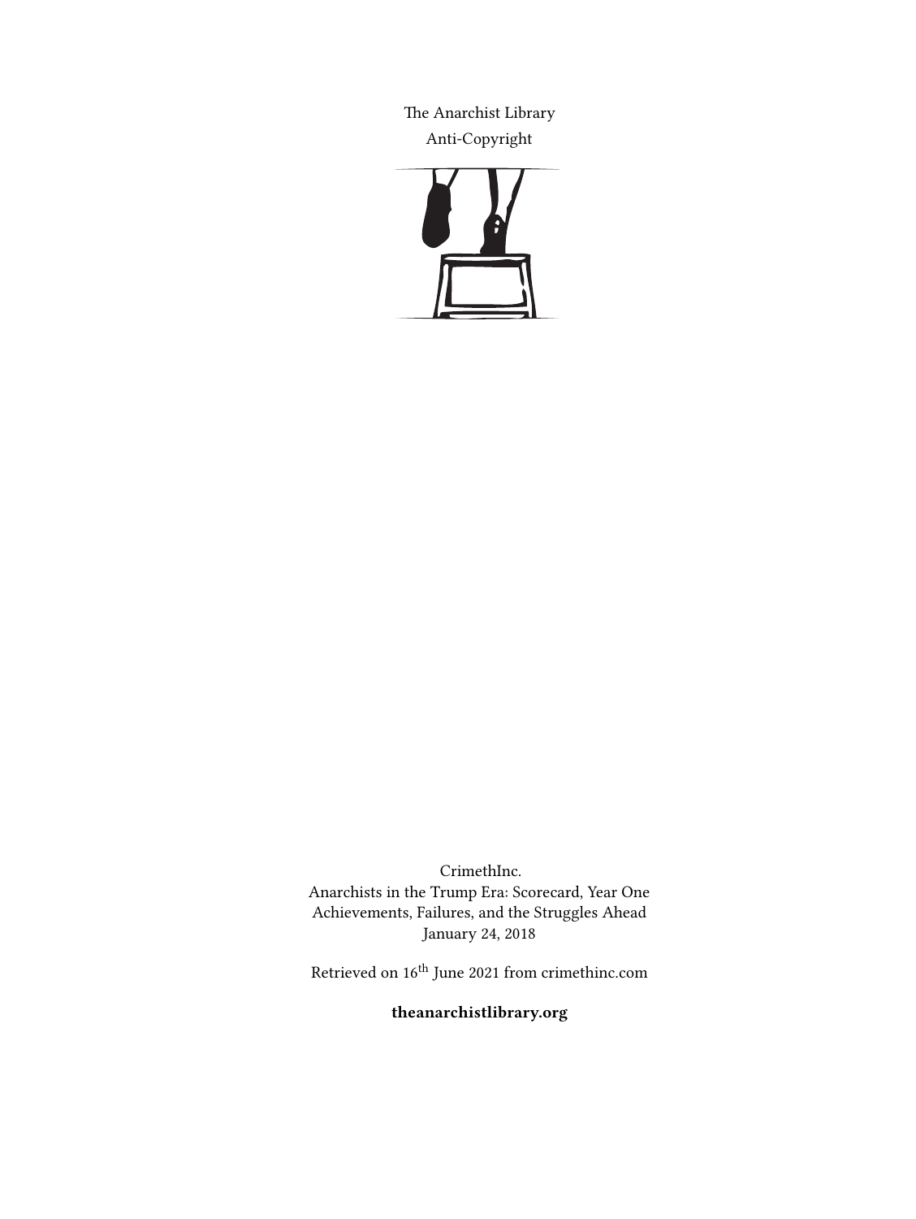The Anarchist Library
Anti-Copyright

CrimethInc.
Anarchists in the Trump Era: Scorecard, Year One
Achievements, Failures, and the Struggles Ahead
January 24, 2018

Retrieved on 16th June 2021 from crimethinc.com

**theanarchistlibrary.org**